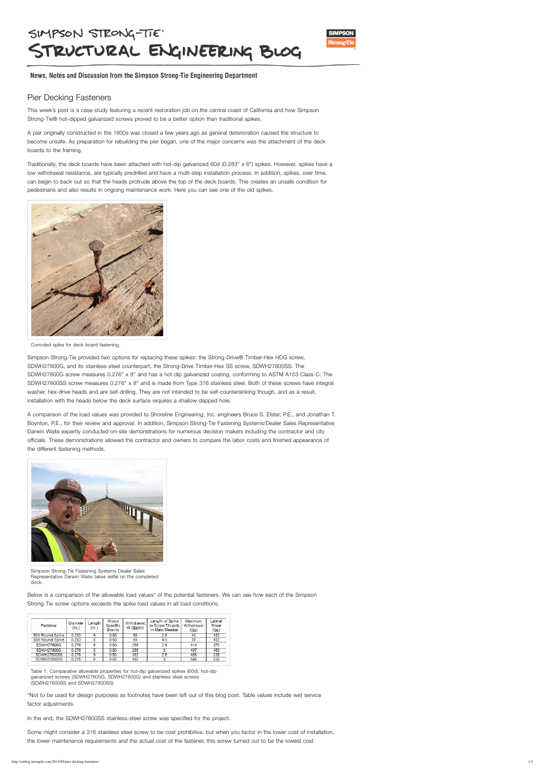# SIMPSON STRONG-TIE® STRUCTURAL ENGINEERING BLOG

**News, Notes and Discussion from the Simpson Strong-Tie Engineering Department**

## Pier Decking Fasteners

This week's post is a case study featuring a recent restoration job on the central coast of California and how Simpson Strong-Tie® hot-dipped galvanized screws proved to be a better option than traditional spikes.

A pier originally constructed in the 1800s was closed a few years ago as general deterioration caused the structure to become unsafe. As preparation for rebuilding the pier began, one of the major concerns was the attachment of the deck boards to the framing.

Traditionally, the deck boards have been attached with hot-dip galvanized 60d (0.283″ x 6″) spikes. However, spikes have a low withdrawal resistance, are typically predrilled and have a multi-step installation process. In addition, spikes, over time, can begin to back out so that the heads protrude above the top of the deck boards. This creates an unsafe condition for pedestrians and also results in ongoing maintenance work. Here you can see one of the old spikes.

Corroded spike for deck board fastening.

Simpson Strong-Tie provided two options for replacing these spikes: the Strong-Drive® Timber-Hex HDG screw, SDWH27800G, and its stainless-steel counterpart, the Strong-Drive Timber-Hex SS screw, SDWH27800SS. The SDWH27800G screw measures 0.276″ x 8″ and has a hot-dip galvanized coating, conforming to ASTM A153 Class-C. The SDWH27800SS screw measures 0.276″ x 8″ and is made from Type 316 stainless steel. Both of these screws have integral washer, hex-drive heads and are self-drilling. They are not intended to be self-countersinking though, and as a result, installation with the heads below the deck surface requires a shallow dapped hole.

A comparison of the load values was provided to Shoreline Engineering, Inc. engineers Bruce S. Elster, P.E., and Jonathan T. Boynton, P.E., for their review and approval. In addition, Simpson Strong-Tie Fastening Systems/Dealer Sales Representative Darwin Waite expertly conducted on-site demonstrations for numerous decision makers including the contractor and city officials. These demonstrations allowed the contractor and owners to compare the labor costs and finished appearance of the different fastening methods.

Simpson Strong-Tie Fastening Systems Dealer Sales Representative Darwin Waite takes selfie on the completed dock.

Below is a comparison of the allowable load values* of the potential fasteners. We can see how each of the Simpson Strong-Tie screw options exceeds the spike load values in all load conditions.

| Fastener | Diameter (in.) | Length (in.) | Wood Specific Gravity | Withdrawal, W (lbs/in) | Length of Spike or Screw Threads in Main Member | Maximum Withdrawal (lbs) | Lateral Shear (lbs) |
|---|---|---|---|---|---|---|---|
| 60d Round Spike | 0.283 | 6 | 0.50 | 69 | 2.5 | 43 | 182 |
| 60d Round Spike | 0.283 | 8 | 0.50 | 69 | 4.5 | 78 | 182 |
| SDWH27600G | 0.276 | 6 | 0.50 | 255 | 2.5 | 414 | 370 |
| SDWH27800G | 0.276 | 8 | 0.50 | 255 | 3 | 497 | 450 |
| SDWH27600SS | 0.276 | 6 | 0.50 | 182 | 2.5 | 455 | 235 |
| SDWH27800SS | 0.276 | 8 | 0.50 | 182 | 3 | 546 | 235 |

Table 1. Comparative allowable properties for hot-dip galvanized spikes (60d), hot-dip galvanized screws (SDWH27600G, SDWH27800G) and stainless steel screws (SDWH27600SS and SDWH27800SS).

*Not to be used for design purposes as footnotes have been left out of this blog post. Table values include wet service factor adjustments.

In the end, the SDWH27800SS stainless-steel screw was specified for the project.

Some might consider a 316 stainless steel screw to be cost prohibitive, but when you factor in the lower cost of installation, the lower maintenance requirements and the actual cost of the fastener, this screw turned out to be the lowest cost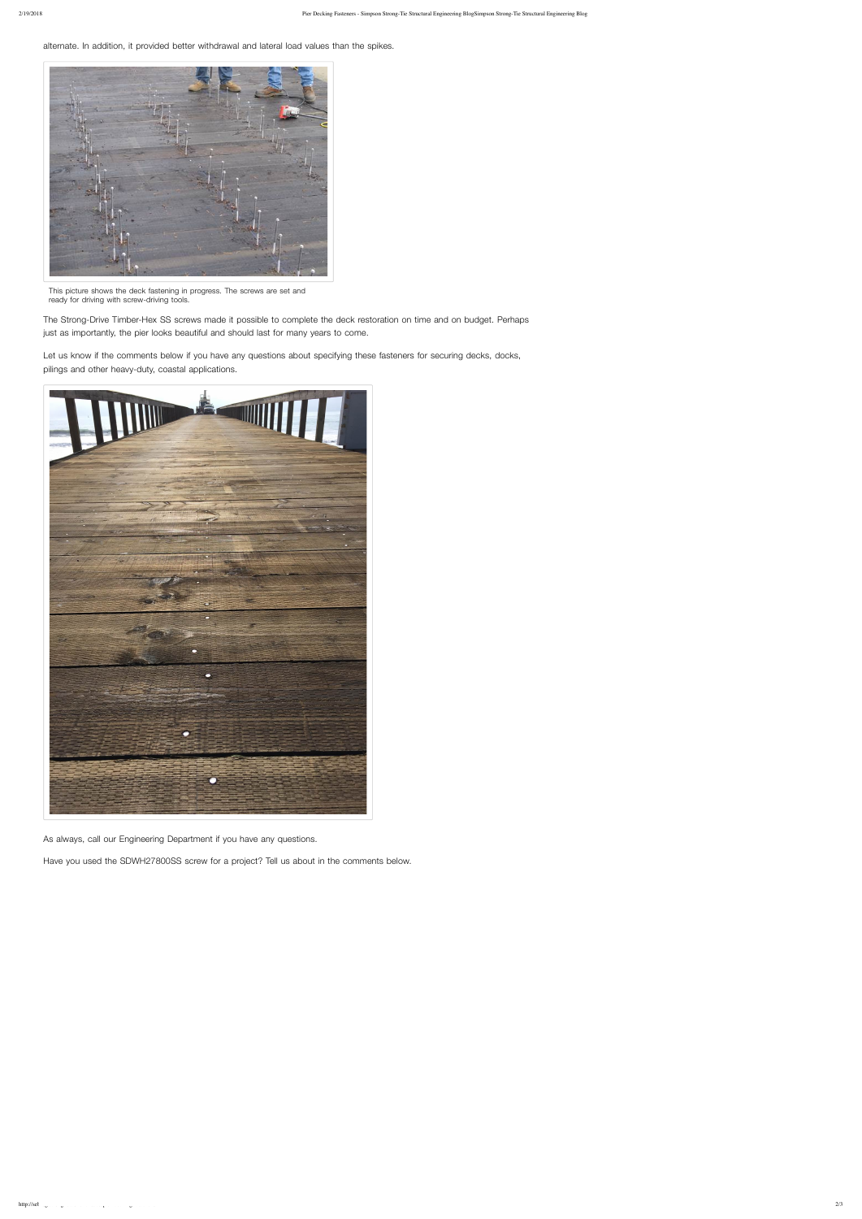alternate. In addition, it provided better withdrawal and lateral load values than the spikes.

This picture shows the deck fastening in progress. The screws are set and ready for driving with screw-driving tools.

The Strong-Drive Timber-Hex SS screws made it possible to complete the deck restoration on time and on budget. Perhaps just as importantly, the pier looks beautiful and should last for many years to come.

Let us know if the comments below if you have any questions about specifying these fasteners for securing decks, docks, pilings and other heavy-duty, coastal applications.

As always, call our Engineering Department if you have any questions.

Have you used the SDWH27800SS screw for a project? Tell us about in the comments below.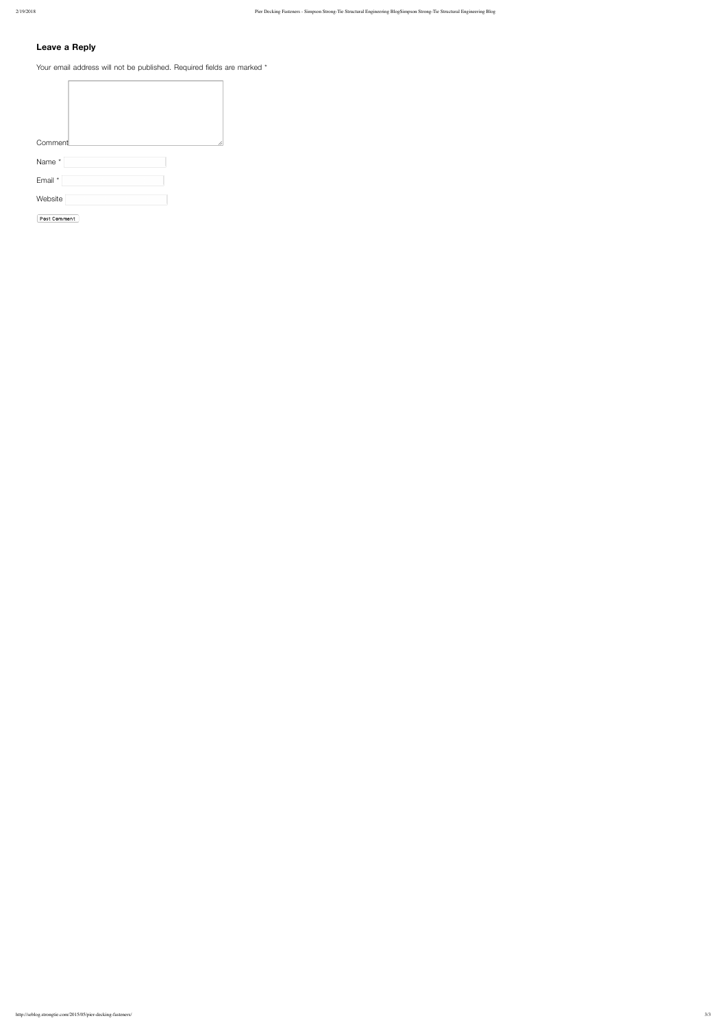## Leave a Reply

Your email address will not be published. Required fields are marked *

Comment

Name *

Email *

Website

Post Comment